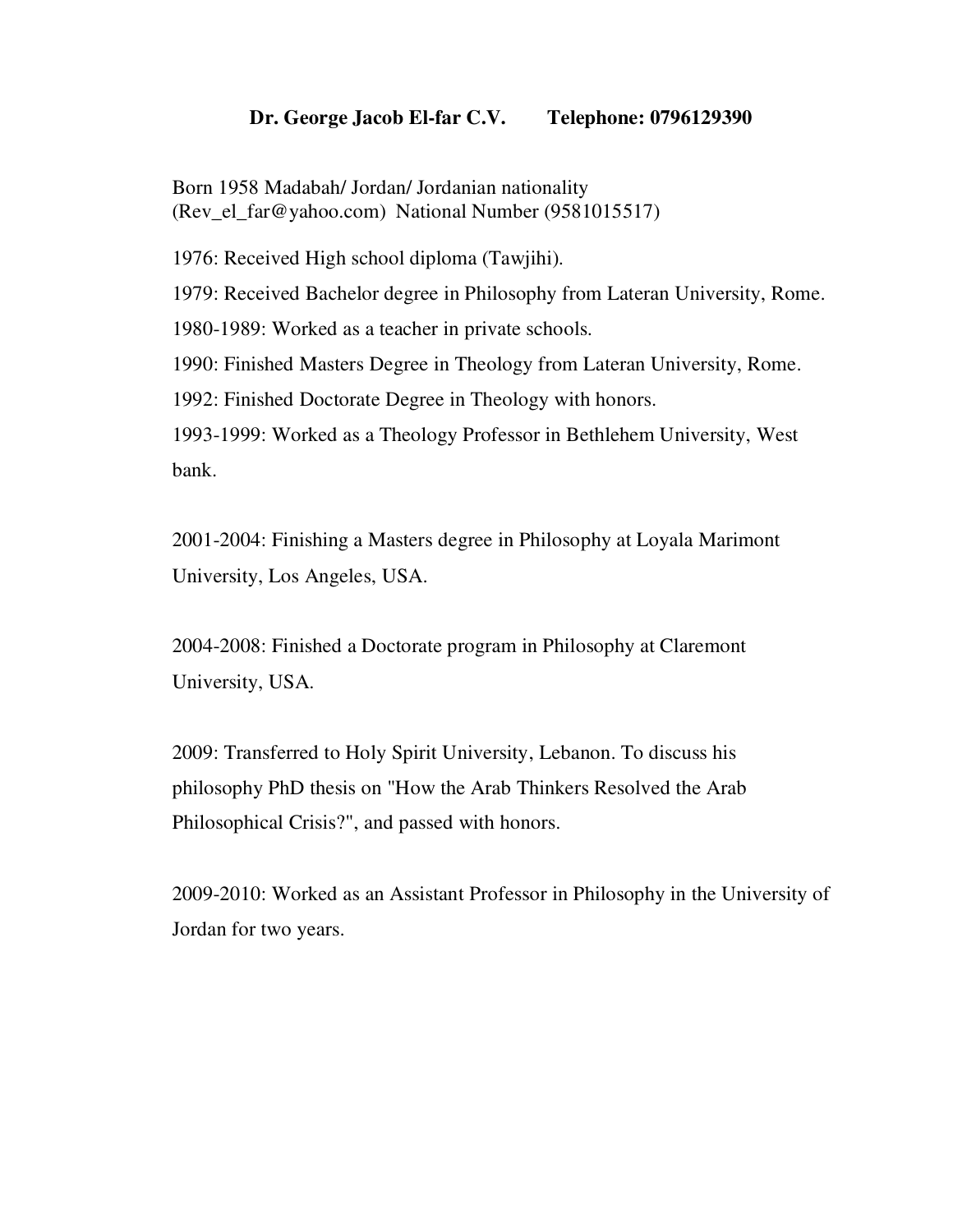**Dr. George Jacob El-far C.V. Telephone: 0796129390**

Born 1958 Madabah/ Jordan/ Jordanian nationality
(Rev_el_far@yahoo.com) National Number (9581015517)

1976: Received High school diploma (Tawjihi).

1979: Received Bachelor degree in Philosophy from Lateran University, Rome.

1980-1989: Worked as a teacher in private schools.

1990: Finished Masters Degree in Theology from Lateran University, Rome.

1992: Finished Doctorate Degree in Theology with honors.

1993-1999: Worked as a Theology Professor in Bethlehem University, West bank.

2001-2004: Finishing a Masters degree in Philosophy at Loyala Marimont University, Los Angeles, USA.

2004-2008: Finished a Doctorate program in Philosophy at Claremont University, USA.

2009: Transferred to Holy Spirit University, Lebanon. To discuss his philosophy PhD thesis on "How the Arab Thinkers Resolved the Arab Philosophical Crisis?", and passed with honors.

2009-2010: Worked as an Assistant Professor in Philosophy in the University of Jordan for two years.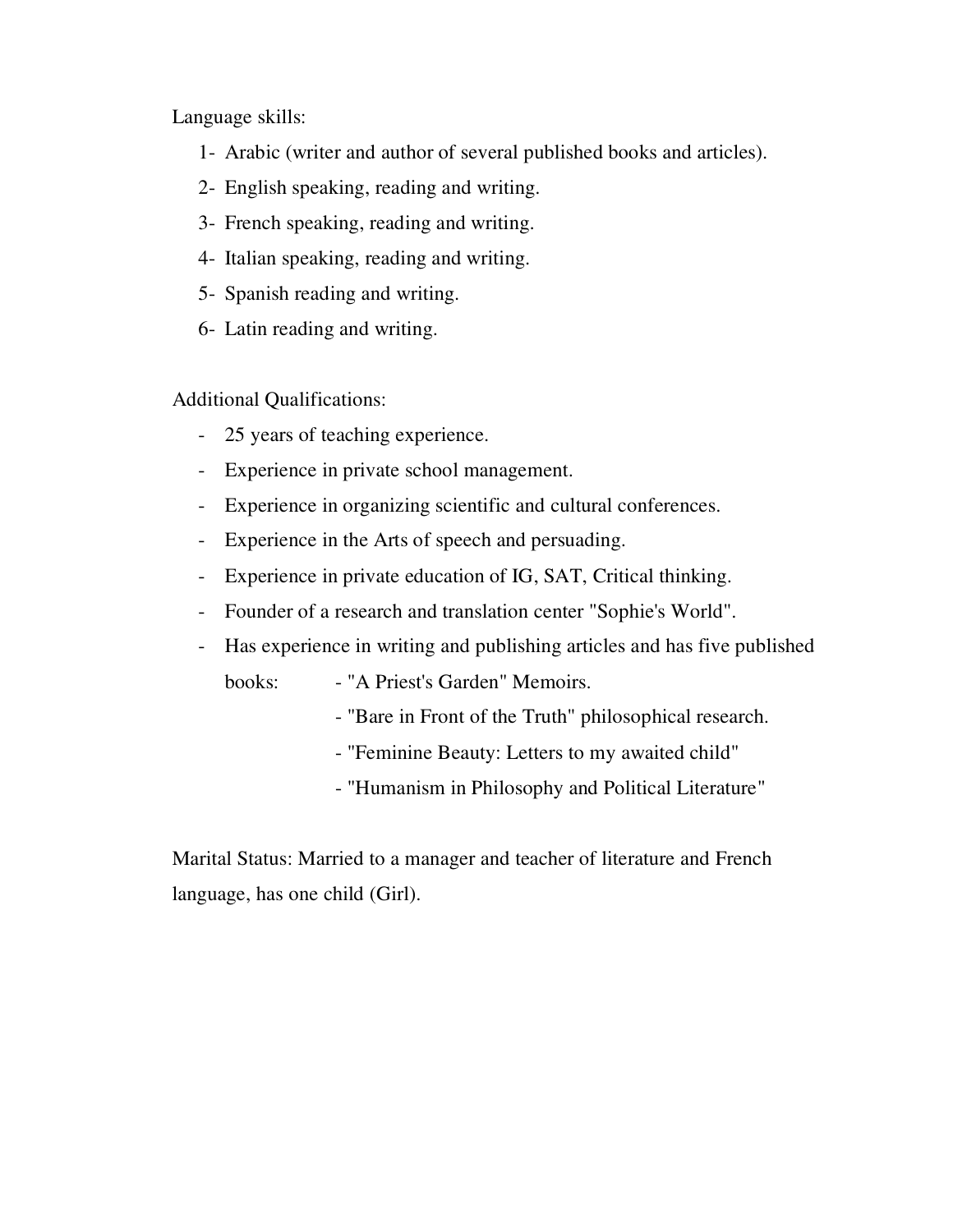Language skills:

1- Arabic (writer and author of several published books and articles).
2- English speaking, reading and writing.
3- French speaking, reading and writing.
4- Italian speaking, reading and writing.
5- Spanish reading and writing.
6- Latin reading and writing.

Additional Qualifications:

- 25 years of teaching experience.
- Experience in private school management.
- Experience in organizing scientific and cultural conferences.
- Experience in the Arts of speech and persuading.
- Experience in private education of IG, SAT, Critical thinking.
- Founder of a research and translation center "Sophie's World".
- Has experience in writing and publishing articles and has five published books:
  - "A Priest's Garden" Memoirs.
  - "Bare in Front of the Truth" philosophical research.
  - "Feminine Beauty: Letters to my awaited child"
  - "Humanism in Philosophy and Political Literature"

Marital Status: Married to a manager and teacher of literature and French language, has one child (Girl).